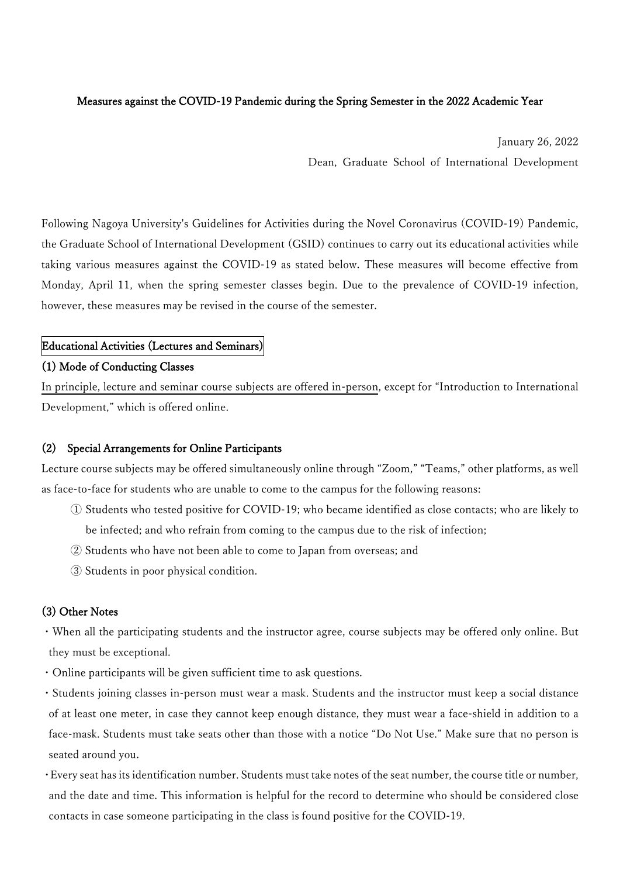**Measures against the COVID-19 Pandemic during the Spring Semester in the 2022 Academic Year**

January 26, 2022

Dean, Graduate School of International Development

Following Nagoya University's Guidelines for Activities during the Novel Coronavirus (COVID-19) Pandemic, the Graduate School of International Development (GSID) continues to carry out its educational activities while taking various measures against the COVID-19 as stated below. These measures will become effective from Monday, April 11, when the spring semester classes begin. Due to the prevalence of COVID-19 infection, however, these measures may be revised in the course of the semester.

## Educational Activities (Lectures and Seminars)

### (1) Mode of Conducting Classes

In principle, lecture and seminar course subjects are offered in-person, except for "Introduction to International Development," which is offered online.

### (2) Special Arrangements for Online Participants

Lecture course subjects may be offered simultaneously online through "Zoom," "Teams," other platforms, as well as face-to-face for students who are unable to come to the campus for the following reasons:

① Students who tested positive for COVID-19; who became identified as close contacts; who are likely to be infected; and who refrain from coming to the campus due to the risk of infection;

② Students who have not been able to come to Japan from overseas; and

③ Students in poor physical condition.

### (3) Other Notes

- When all the participating students and the instructor agree, course subjects may be offered only online. But they must be exceptional.
- Online participants will be given sufficient time to ask questions.
- Students joining classes in-person must wear a mask. Students and the instructor must keep a social distance of at least one meter, in case they cannot keep enough distance, they must wear a face-shield in addition to a face-mask. Students must take seats other than those with a notice "Do Not Use." Make sure that no person is seated around you.
- Every seat has its identification number. Students must take notes of the seat number, the course title or number, and the date and time. This information is helpful for the record to determine who should be considered close contacts in case someone participating in the class is found positive for the COVID-19.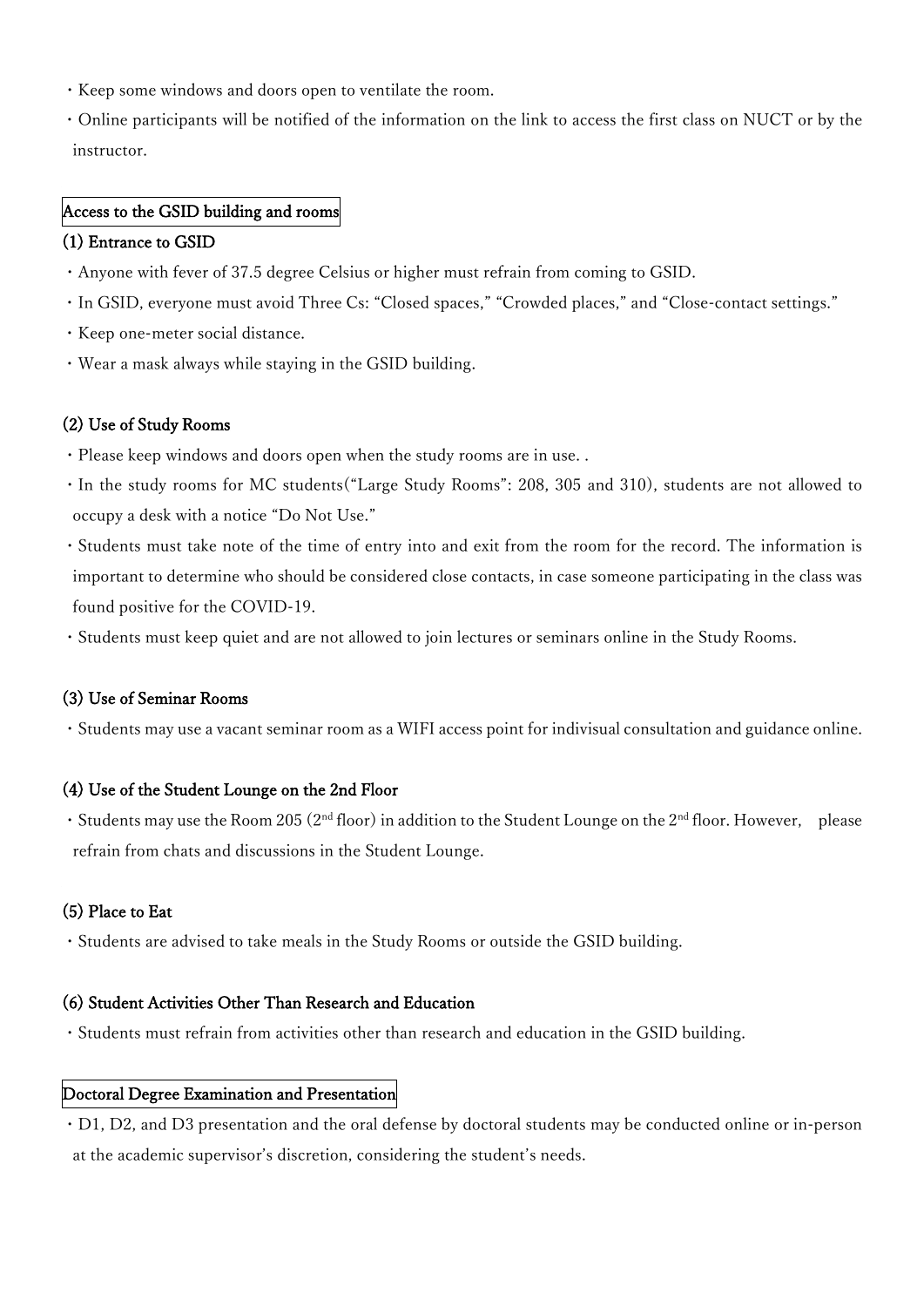- Keep some windows and doors open to ventilate the room.
- Online participants will be notified of the information on the link to access the first class on NUCT or by the instructor.

## Access to the GSID building and rooms

### (1) Entrance to GSID

- Anyone with fever of 37.5 degree Celsius or higher must refrain from coming to GSID.
- In GSID, everyone must avoid Three Cs: "Closed spaces," "Crowded places," and "Close-contact settings."
- Keep one-meter social distance.
- Wear a mask always while staying in the GSID building.

### (2) Use of Study Rooms

- Please keep windows and doors open when the study rooms are in use. .
- In the study rooms for MC students("Large Study Rooms": 208, 305 and 310), students are not allowed to occupy a desk with a notice "Do Not Use."
- Students must take note of the time of entry into and exit from the room for the record. The information is important to determine who should be considered close contacts, in case someone participating in the class was found positive for the COVID-19.
- Students must keep quiet and are not allowed to join lectures or seminars online in the Study Rooms.

### (3) Use of Seminar Rooms

- Students may use a vacant seminar room as a WIFI access point for indivisual consultation and guidance online.

### (4) Use of the Student Lounge on the 2nd Floor

- Students may use the Room 205 (2nd floor) in addition to the Student Lounge on the 2nd floor. However, please refrain from chats and discussions in the Student Lounge.

### (5) Place to Eat

- Students are advised to take meals in the Study Rooms or outside the GSID building.

### (6) Student Activities Other Than Research and Education

- Students must refrain from activities other than research and education in the GSID building.

## Doctoral Degree Examination and Presentation

- D1, D2, and D3 presentation and the oral defense by doctoral students may be conducted online or in-person at the academic supervisor's discretion, considering the student's needs.